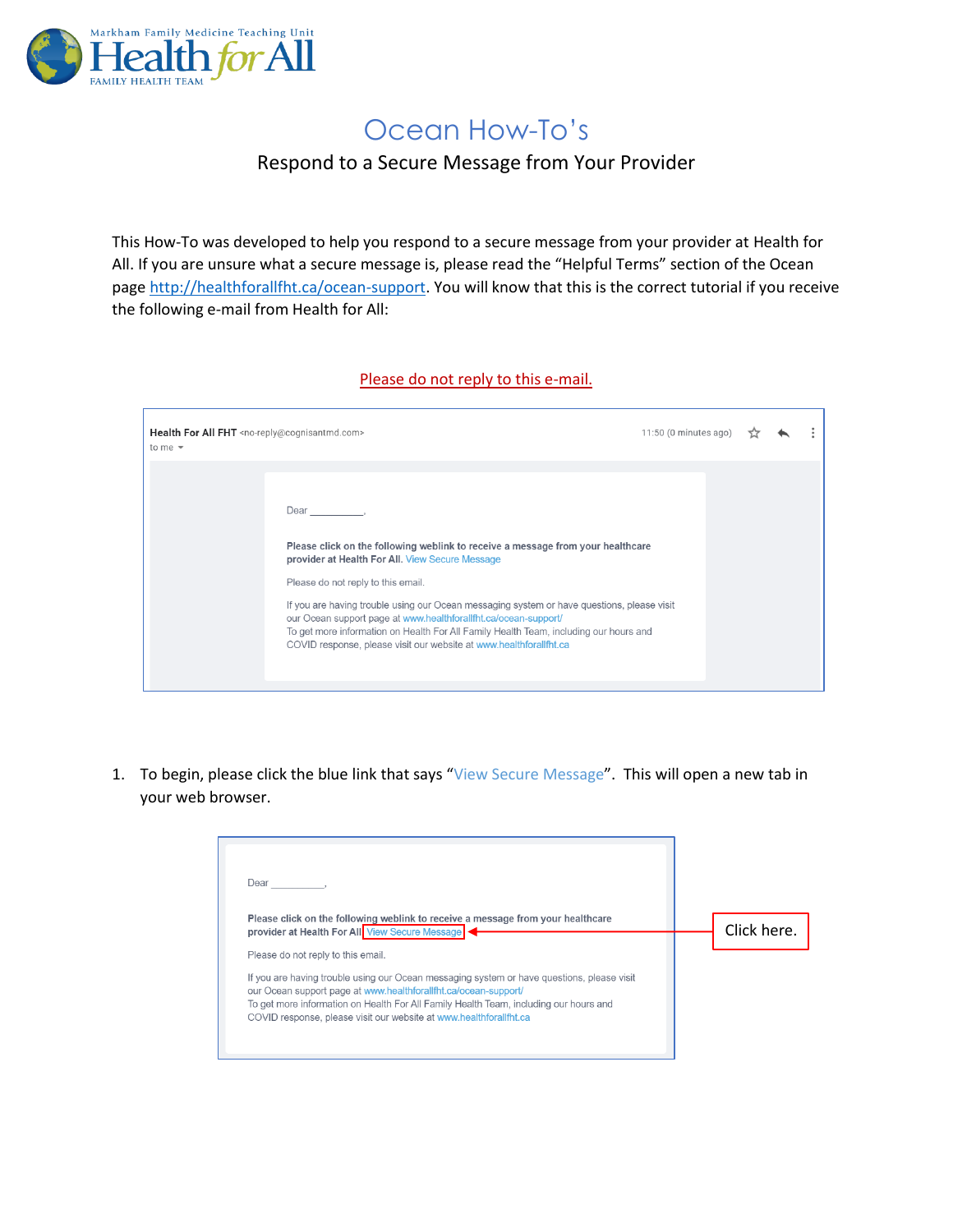# Ocean How-To's

## Respond to a Secure Message from Your Provider

This How-To was developed to help you respond to a secure message from your provider at Health for All. If you are unsure what a secure message is, please read the "Helpful Terms" section of the Ocean page http://healthforallfht.ca/ocean-support. You will know that this is the correct tutorial if you receive the following e-mail from Health for All:

Please do not reply to this e-mail.

> **Health For All FHT** <no-reply@cognisantmd.com>
> to me
>
> Dear ________,
>
> **Please click on the following weblink to receive a message from your healthcare provider at Health For All.** View Secure Message
>
> Please do not reply to this email.
>
> If you are having trouble using our Ocean messaging system or have questions, please visit our Ocean support page at www.healthforallfht.ca/ocean-support/
> To get more information on Health For All Family Health Team, including our hours and COVID response, please visit our website at www.healthforallfht.ca

1. To begin, please click the blue link that says "View Secure Message". This will open a new tab in your web browser.

> Dear ________,
>
> **Please click on the following weblink to receive a message from your healthcare provider at Health For All** View Secure Message ← Click here.
>
> Please do not reply to this email.
>
> If you are having trouble using our Ocean messaging system or have questions, please visit our Ocean support page at www.healthforallfht.ca/ocean-support/
> To get more information on Health For All Family Health Team, including our hours and COVID response, please visit our website at www.healthforallfht.ca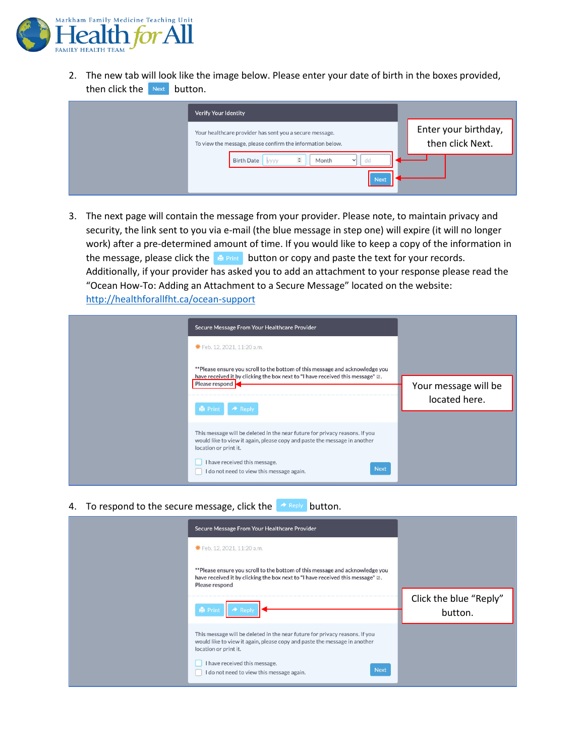2. The new tab will look like the image below. Please enter your date of birth in the boxes provided, then click the Next button.

3. The next page will contain the message from your provider. Please note, to maintain privacy and security, the link sent to you via e-mail (the blue message in step one) will expire (it will no longer work) after a pre-determined amount of time. If you would like to keep a copy of the information in the message, please click the Print button or copy and paste the text for your records. Additionally, if your provider has asked you to add an attachment to your response please read the "Ocean How-To: Adding an Attachment to a Secure Message" located on the website: http://healthforallfht.ca/ocean-support

4. To respond to the secure message, click the Reply button.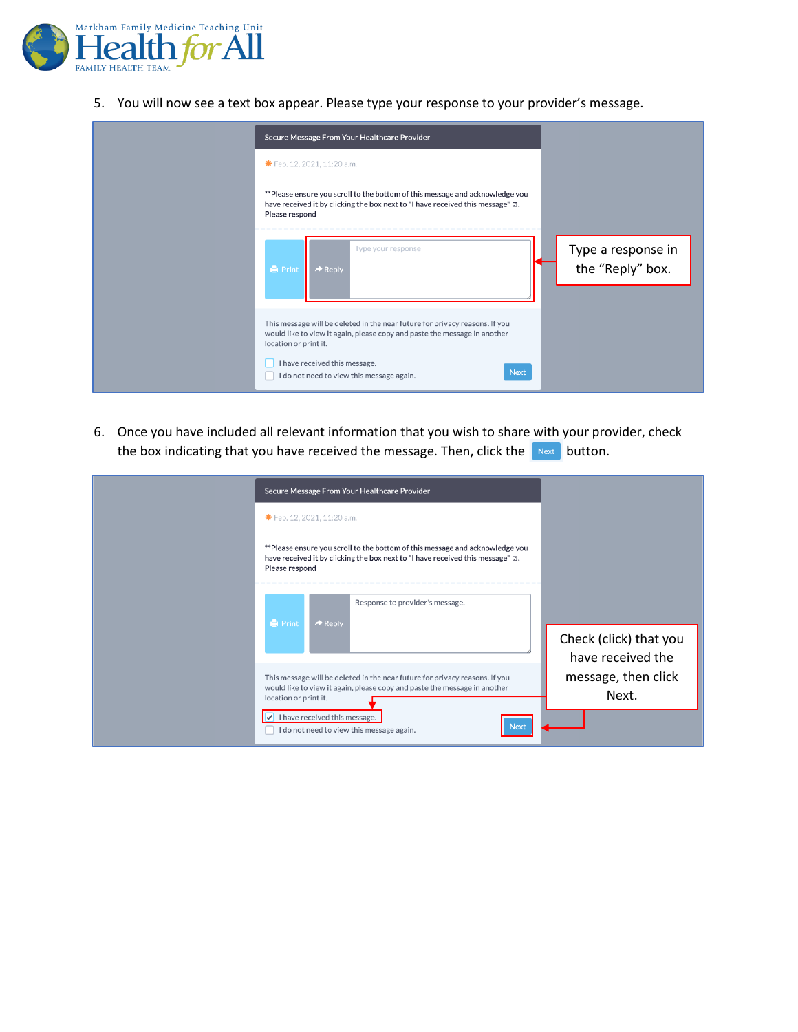5. You will now see a text box appear. Please type your response to your provider's message.

Secure Message From Your Healthcare Provider

Feb. 12, 2021, 11:20 a.m.

**Please ensure you scroll to the bottom of this message and acknowledge you have received it by clicking the box next to "I have received this message" ☑. Please respond

Print | Reply | Type your response

This message will be deleted in the near future for privacy reasons. If you would like to view it again, please copy and paste the message in another location or print it.

☐ I have received this message.
☐ I do not need to view this message again.

Next

Type a response in the "Reply" box.

6. Once you have included all relevant information that you wish to share with your provider, check the box indicating that you have received the message. Then, click the Next button.

Secure Message From Your Healthcare Provider

Feb. 12, 2021, 11:20 a.m.

**Please ensure you scroll to the bottom of this message and acknowledge you have received it by clicking the box next to "I have received this message" ☑. Please respond

Print | Reply | Response to provider's message.

This message will be deleted in the near future for privacy reasons. If you would like to view it again, please copy and paste the message in another location or print it.

☑ I have received this message.
☐ I do not need to view this message again.

Next

Check (click) that you have received the message, then click Next.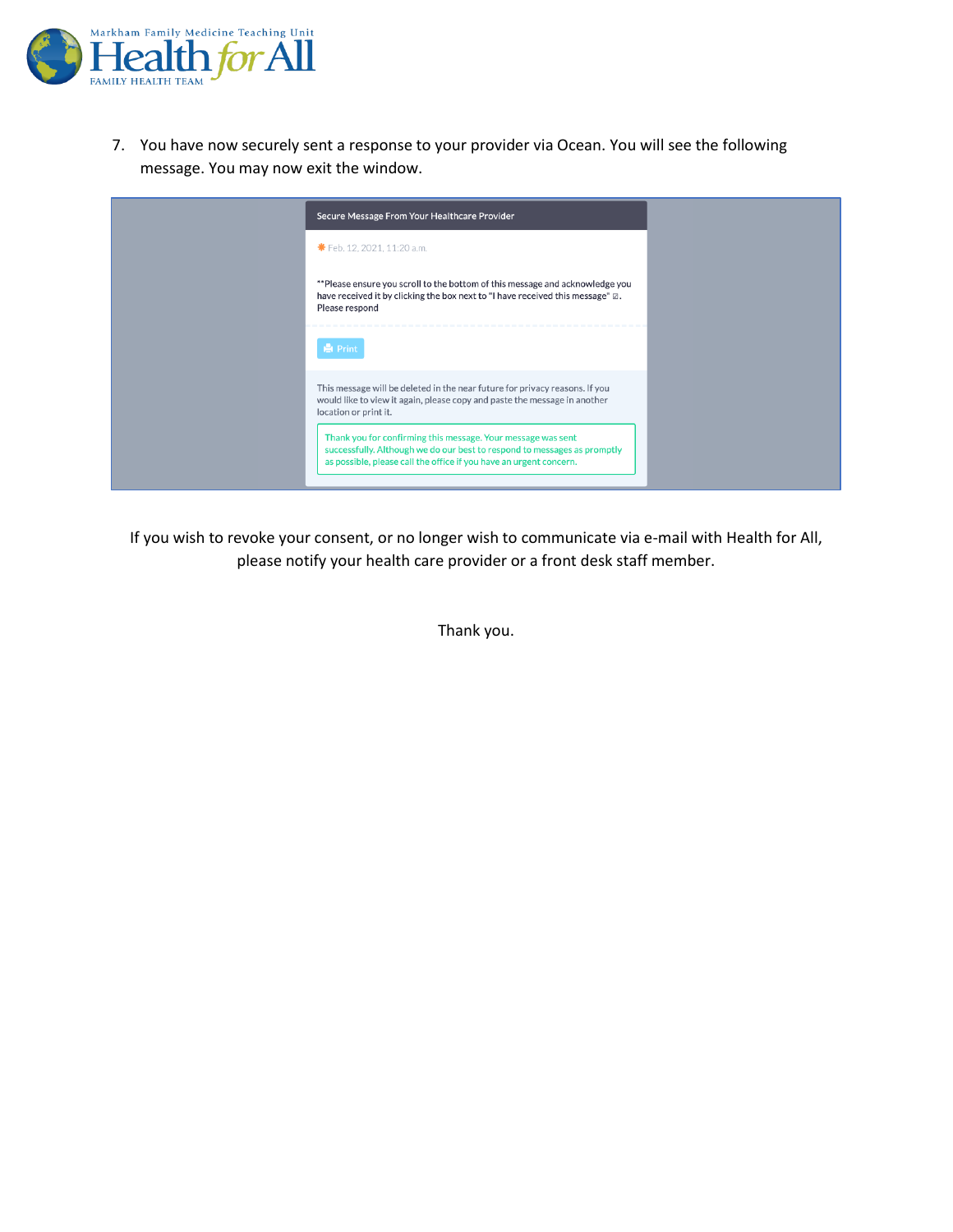7. You have now securely sent a response to your provider via Ocean. You will see the following message. You may now exit the window.

Secure Message From Your Healthcare Provider

Feb. 12, 2021, 11:20 a.m.

**Please ensure you scroll to the bottom of this message and acknowledge you have received it by clicking the box next to "I have received this message" ☑.
Please respond

Print

This message will be deleted in the near future for privacy reasons. If you would like to view it again, please copy and paste the message in another location or print it.

Thank you for confirming this message. Your message was sent successfully. Although we do our best to respond to messages as promptly as possible, please call the office if you have an urgent concern.

If you wish to revoke your consent, or no longer wish to communicate via e-mail with Health for All, please notify your health care provider or a front desk staff member.

Thank you.